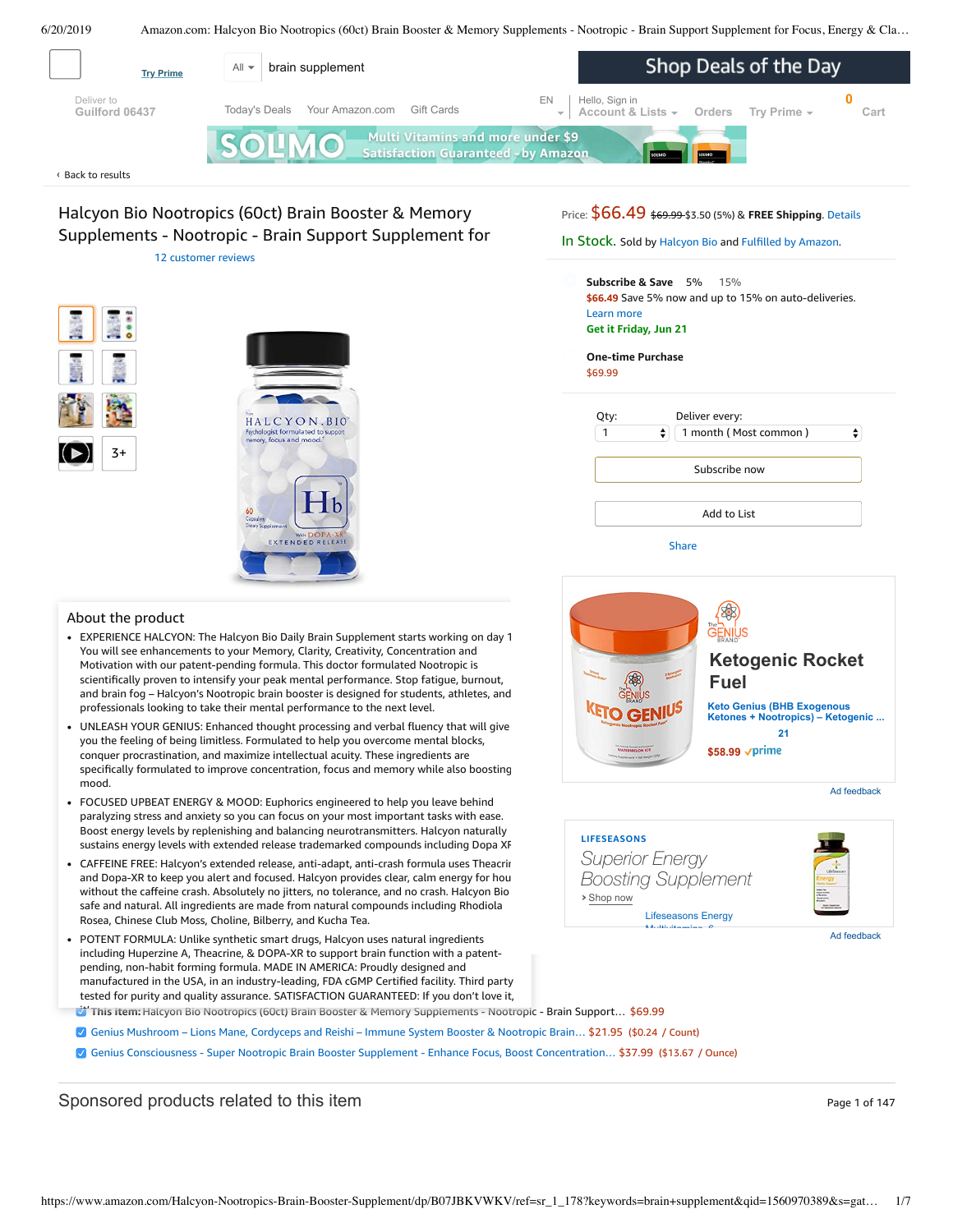Try Prime

All ▾ brain supplement

Shop Deals of the Day

Deliver to
Guilford 06437

Today's Deals Your Amazon.com Gift Cards

EN

Hello, Sign in
Account & Lists ▾ Orders Try Prime ▾ 0 Cart

SOLIMO Multi Vitamins and more under $9 Satisfaction Guaranteed - by Amazon

‹ Back to results

# Halcyon Bio Nootropics (60ct) Brain Booster & Memory Supplements - Nootropic - Brain Support Supplement for

12 customer reviews

Price: $66.49 ~~$69.99~~ $3.50 (5%) & **FREE Shipping**. Details

In Stock. Sold by Halcyon Bio and Fulfilled by Amazon.

**Subscribe & Save** 5% 15%

$66.49 Save 5% now and up to 15% on auto-deliveries.

Learn more

**Get it Friday, Jun 21**

**One-time Purchase**

$69.99

Qty: 1

Deliver every: 1 month ( Most common )

Subscribe now

Add to List

Share

3+

## About the product

- EXPERIENCE HALCYON: The Halcyon Bio Daily Brain Supplement starts working on day 1 You will see enhancements to your Memory, Clarity, Creativity, Concentration and Motivation with our patent-pending formula. This doctor formulated Nootropic is scientifically proven to intensify your peak mental performance. Stop fatigue, burnout, and brain fog – Halcyon's Nootropic brain booster is designed for students, athletes, and professionals looking to take their mental performance to the next level.
- UNLEASH YOUR GENIUS: Enhanced thought processing and verbal fluency that will give you the feeling of being limitless. Formulated to help you overcome mental blocks, conquer procrastination, and maximize intellectual acuity. These ingredients are specifically formulated to improve concentration, focus and memory while also boosting mood.
- FOCUSED UPBEAT ENERGY & MOOD: Euphorics engineered to help you leave behind paralyzing stress and anxiety so you can focus on your most important tasks with ease. Boost energy levels by replenishing and balancing neurotransmitters. Halcyon naturally sustains energy levels with extended release trademarked compounds including Dopa XR
- CAFFEINE FREE: Halcyon's extended release, anti-adapt, anti-crash formula uses Theacrin and Dopa-XR to keep you alert and focused. Halcyon provides clear, calm energy for hou without the caffeine crash. Absolutely no jitters, no tolerance, and no crash. Halcyon Bio safe and natural. All ingredients are made from natural compounds including Rhodiola Rosea, Chinese Club Moss, Choline, Bilberry, and Kucha Tea.
- POTENT FORMULA: Unlike synthetic smart drugs, Halcyon uses natural ingredients including Huperzine A, Theacrine, & DOPA-XR to support brain function with a patent-pending, non-habit forming formula. MADE IN AMERICA: Proudly designed and manufactured in the USA, in an industry-leading, FDA cGMP Certified facility. Third party tested for purity and quality assurance. SATISFACTION GUARANTEED: If you don't love it,

Ketogenic Rocket Fuel

Keto Genius (BHB Exogenous Ketones + Nootropics) – Ketogenic ...

21

$58.99 prime

Ad feedback

LIFESEASONS

*Superior Energy Boosting Supplement*

› Shop now

Lifeseasons Energy

Ad feedback

☑ **This item:** Halcyon Bio Nootropics (60ct) Brain Booster & Memory Supplements - Nootropic - Brain Support… $69.99

☑ Genius Mushroom – Lions Mane, Cordyceps and Reishi – Immune System Booster & Nootropic Brain… $21.95 ($0.24 / Count)

☑ Genius Consciousness - Super Nootropic Brain Booster Supplement - Enhance Focus, Boost Concentration… $37.99 ($13.67 / Ounce)

## Sponsored products related to this item

Page 1 of 147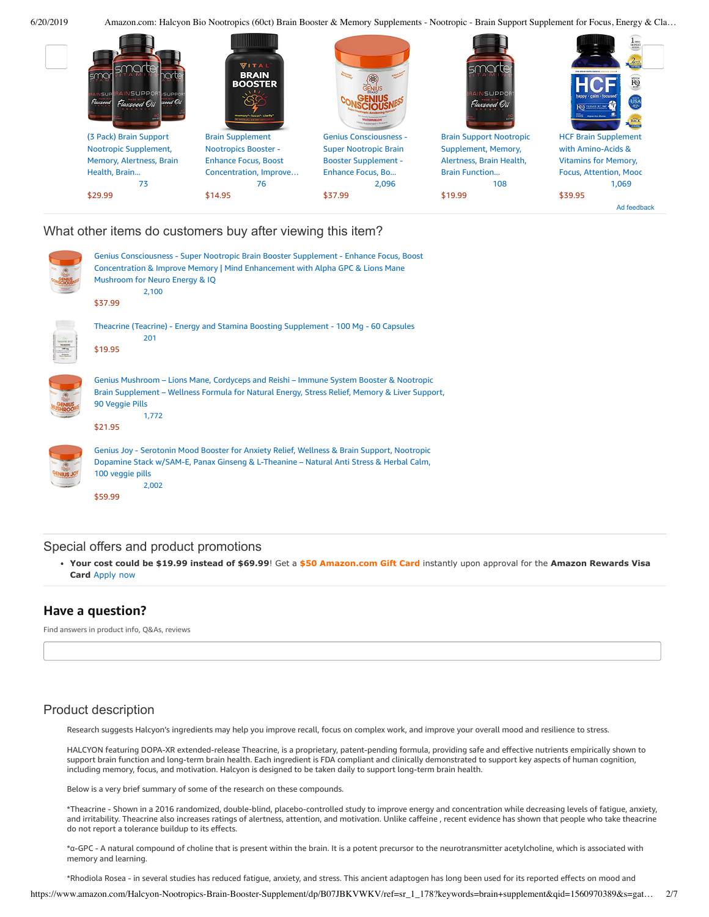(3 Pack) Brain Support Nootropic Supplement, Memory, Alertness, Brain Health, Brain...
73
$29.99

Brain Supplement Nootropics Booster - Enhance Focus, Boost Concentration, Improve...
76
$14.95

Genius Consciousness - Super Nootropic Brain Booster Supplement - Enhance Focus, Bo...
2,096
$37.99

Brain Support Nootropic Supplement, Memory, Alertness, Brain Health, Brain Function...
108
$19.99

HCF Brain Supplement with Amino-Acids & Vitamins for Memory, Focus, Attention, Mooc
1,069
$39.95

Ad feedback

## What other items do customers buy after viewing this item?

Genius Consciousness - Super Nootropic Brain Booster Supplement - Enhance Focus, Boost Concentration & Improve Memory | Mind Enhancement with Alpha GPC & Lions Mane Mushroom for Neuro Energy & IQ
2,100
$37.99

Theacrine (Teacrine) - Energy and Stamina Boosting Supplement - 100 Mg - 60 Capsules
201
$19.95

Genius Mushroom – Lions Mane, Cordyceps and Reishi – Immune System Booster & Nootropic Brain Supplement – Wellness Formula for Natural Energy, Stress Relief, Memory & Liver Support, 90 Veggie Pills
1,772
$21.95

Genius Joy - Serotonin Mood Booster for Anxiety Relief, Wellness & Brain Support, Nootropic Dopamine Stack w/SAM-E, Panax Ginseng & L-Theanine – Natural Anti Stress & Herbal Calm, 100 veggie pills
2,002
$59.99

## Special offers and product promotions

- **Your cost could be $19.99 instead of $69.99**! Get a **$50 Amazon.com Gift Card** instantly upon approval for the **Amazon Rewards Visa Card** Apply now

## Have a question?

Find answers in product info, Q&As, reviews

## Product description

Research suggests Halcyon's ingredients may help you improve recall, focus on complex work, and improve your overall mood and resilience to stress.

HALCYON featuring DOPA-XR extended-release Theacrine, is a proprietary, patent-pending formula, providing safe and effective nutrients empirically shown to support brain function and long-term brain health. Each ingredient is FDA compliant and clinically demonstrated to support key aspects of human cognition, including memory, focus, and motivation. Halcyon is designed to be taken daily to support long-term brain health.

Below is a very brief summary of some of the research on these compounds.

*Theacrine - Shown in a 2016 randomized, double-blind, placebo-controlled study to improve energy and concentration while decreasing levels of fatigue, anxiety, and irritability. Theacrine also increases ratings of alertness, attention, and motivation. Unlike caffeine , recent evidence has shown that people who take theacrine do not report a tolerance buildup to its effects.

*α-GPC - A natural compound of choline that is present within the brain. It is a potent precursor to the neurotransmitter acetylcholine, which is associated with memory and learning.

*Rhodiola Rosea - in several studies has reduced fatigue, anxiety, and stress. This ancient adaptogen has long been used for its reported effects on mood and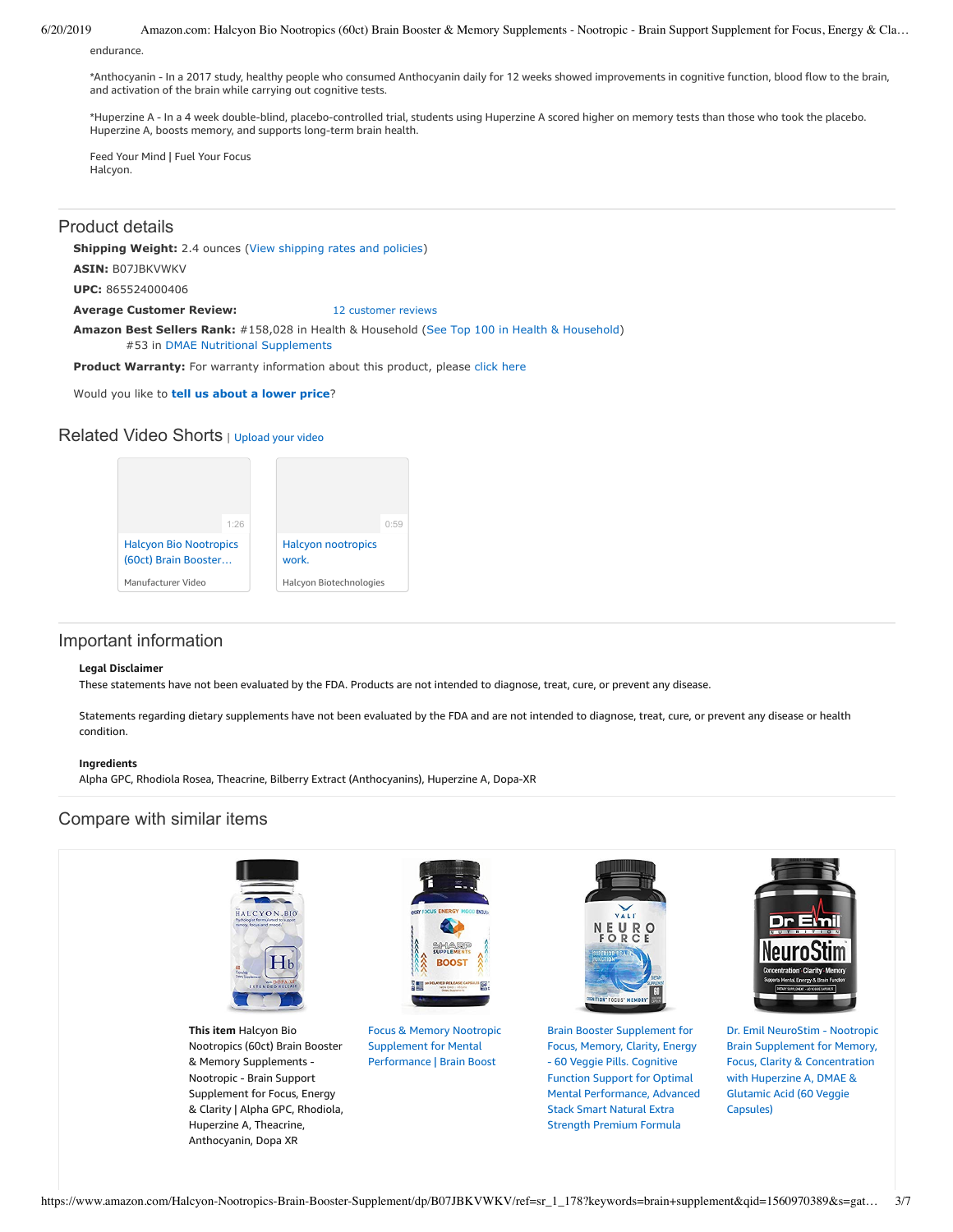endurance.

*Anthocyanin - In a 2017 study, healthy people who consumed Anthocyanin daily for 12 weeks showed improvements in cognitive function, blood flow to the brain, and activation of the brain while carrying out cognitive tests.

*Huperzine A - In a 4 week double-blind, placebo-controlled trial, students using Huperzine A scored higher on memory tests than those who took the placebo. Huperzine A, boosts memory, and supports long-term brain health.

Feed Your Mind | Fuel Your Focus
Halcyon.

## Product details

**Shipping Weight:** 2.4 ounces (View shipping rates and policies)

**ASIN:** B07JBKVWKV

**UPC:** 865524000406

**Average Customer Review:** 12 customer reviews

**Amazon Best Sellers Rank:** #158,028 in Health & Household (See Top 100 in Health & Household)
#53 in DMAE Nutritional Supplements

**Product Warranty:** For warranty information about this product, please click here

Would you like to **tell us about a lower price**?

## Related Video Shorts | Upload your video

1:26
Halcyon Bio Nootropics (60ct) Brain Booster…
Manufacturer Video

0:59
Halcyon nootropics work.
Halcyon Biotechnologies

## Important information

**Legal Disclaimer**

These statements have not been evaluated by the FDA. Products are not intended to diagnose, treat, cure, or prevent any disease.

Statements regarding dietary supplements have not been evaluated by the FDA and are not intended to diagnose, treat, cure, or prevent any disease or health condition.

**Ingredients**

Alpha GPC, Rhodiola Rosea, Theacrine, Bilberry Extract (Anthocyanins), Huperzine A, Dopa-XR

## Compare with similar items

| **This item** Halcyon Bio Nootropics (60ct) Brain Booster & Memory Supplements - Nootropic - Brain Support Supplement for Focus, Energy & Clarity \| Alpha GPC, Rhodiola, Huperzine A, Theacrine, Anthocyanin, Dopa XR | Focus & Memory Nootropic Supplement for Mental Performance \| Brain Boost | Brain Booster Supplement for Focus, Memory, Clarity, Energy - 60 Veggie Pills. Cognitive Function Support for Optimal Mental Performance, Advanced Stack Smart Natural Extra Strength Premium Formula | Dr. Emil NeuroStim - Nootropic Brain Supplement for Memory, Focus, Clarity & Concentration with Huperzine A, DMAE & Glutamic Acid (60 Veggie Capsules) |
| --- | --- | --- | --- |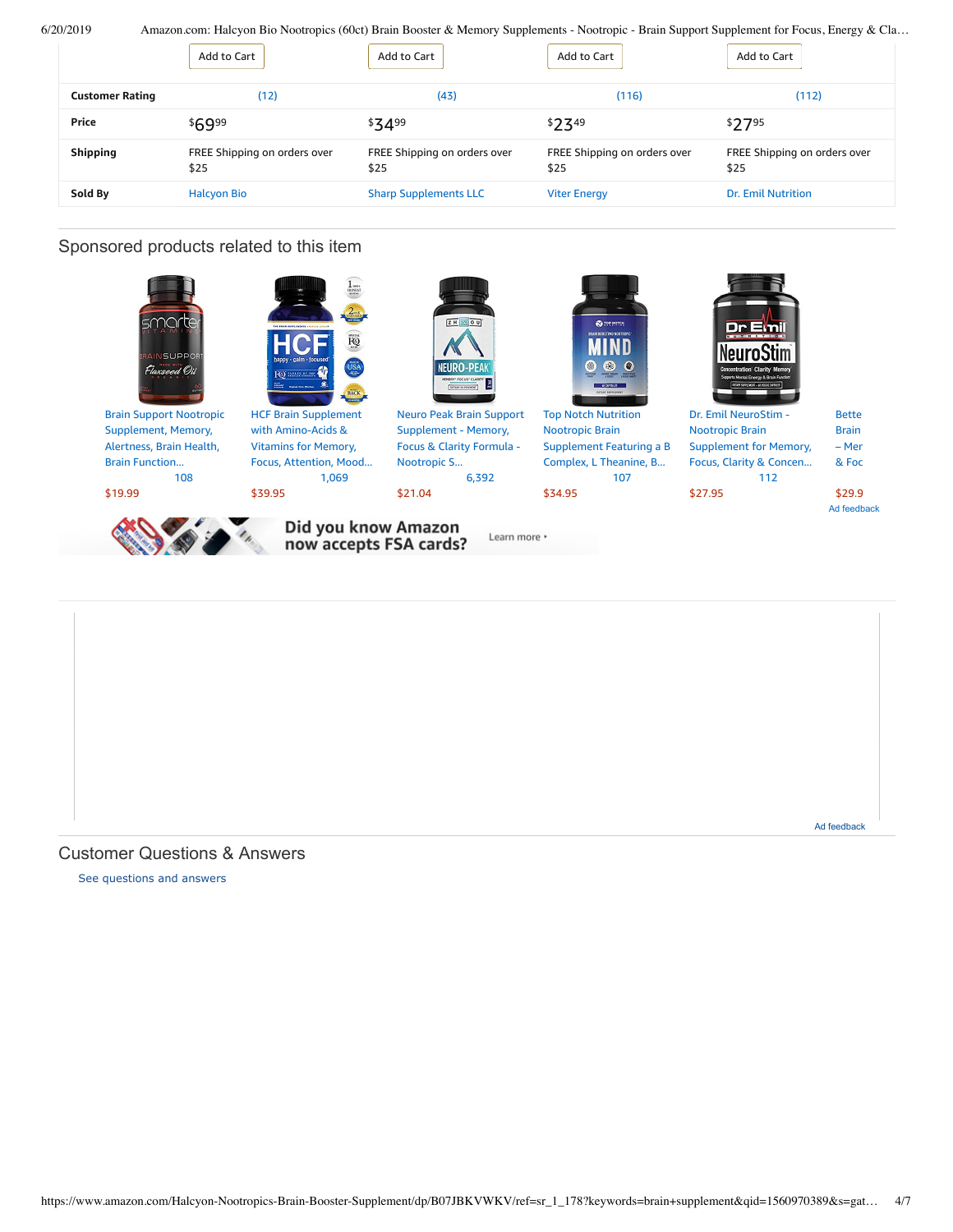| | Add to Cart | Add to Cart | Add to Cart | Add to Cart |
|---|---|---|---|---|
| **Customer Rating** | (12) | (43) | (116) | (112) |
| **Price** | $69.99 | $34.99 | $23.49 | $27.95 |
| **Shipping** | FREE Shipping on orders over $25 | FREE Shipping on orders over $25 | FREE Shipping on orders over $25 | FREE Shipping on orders over $25 |
| **Sold By** | Halcyon Bio | Sharp Supplements LLC | Viter Energy | Dr. Emil Nutrition |

## Sponsored products related to this item

- Brain Support Nootropic Supplement, Memory, Alertness, Brain Health, Brain Function… — 108 — $19.99
- HCF Brain Supplement with Amino-Acids & Vitamins for Memory, Focus, Attention, Mood… — 1,069 — $39.95
- Neuro Peak Brain Support Supplement - Memory, Focus & Clarity Formula - Nootropic S… — 6,392 — $21.04
- Top Notch Nutrition Nootropic Brain Supplement Featuring a B Complex, L Theanine, B… — 107 — $34.95
- Dr. Emil NeuroStim - Nootropic Brain Supplement for Memory, Focus, Clarity & Concen… — 112 — $27.95
- Bette Brain – Mer & Foc — $29.9

Ad feedback

Did you know Amazon now accepts FSA cards? Learn more ›

Ad feedback

## Customer Questions & Answers

See questions and answers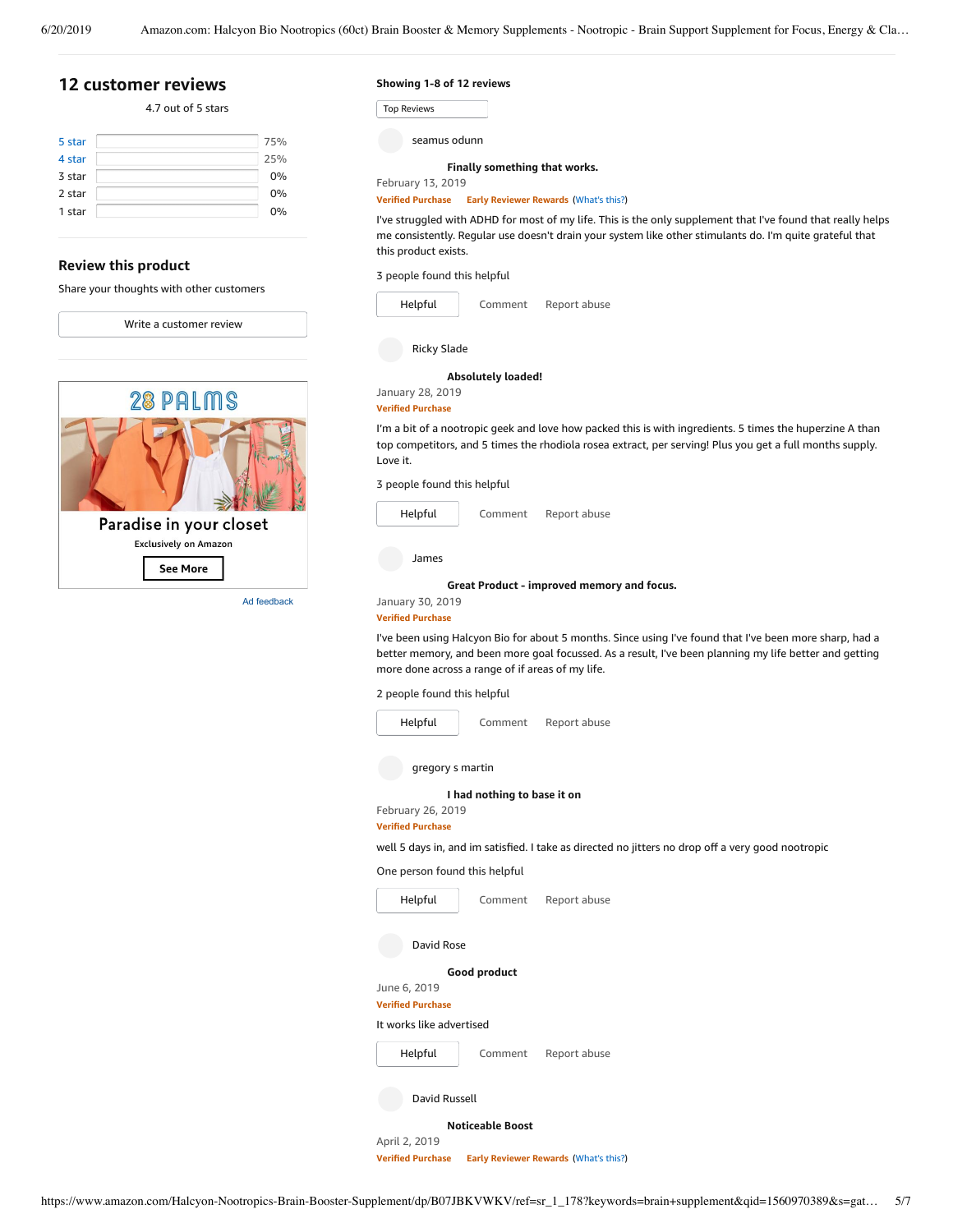## 12 customer reviews

4.7 out of 5 stars

| | |
|---|---|
| 5 star | 75% |
| 4 star | 25% |
| 3 star | 0% |
| 2 star | 0% |
| 1 star | 0% |

### Review this product

Share your thoughts with other customers

Write a customer review

28 PALMS

Paradise in your closet

Exclusively on Amazon

See More

Ad feedback

**Showing 1-8 of 12 reviews**

Top Reviews

seamus odunn

**Finally something that works.**

February 13, 2019

Verified Purchase Early Reviewer Rewards (What's this?)

I've struggled with ADHD for most of my life. This is the only supplement that I've found that really helps me consistently. Regular use doesn't drain your system like other stimulants do. I'm quite grateful that this product exists.

3 people found this helpful

Helpful Comment Report abuse

Ricky Slade

**Absolutely loaded!**

January 28, 2019

Verified Purchase

I'm a bit of a nootropic geek and love how packed this is with ingredients. 5 times the huperzine A than top competitors, and 5 times the rhodiola rosea extract, per serving! Plus you get a full months supply. Love it.

3 people found this helpful

Helpful Comment Report abuse

James

**Great Product - improved memory and focus.**

January 30, 2019

Verified Purchase

I've been using Halcyon Bio for about 5 months. Since using I've found that I've been more sharp, had a better memory, and been more goal focussed. As a result, I've been planning my life better and getting more done across a range of if areas of my life.

2 people found this helpful

Helpful Comment Report abuse

gregory s martin

**I had nothing to base it on**

February 26, 2019

Verified Purchase

well 5 days in, and im satisfied. I take as directed no jitters no drop off a very good nootropic

One person found this helpful

Helpful Comment Report abuse

David Rose

**Good product**

June 6, 2019

Verified Purchase

It works like advertised

Helpful Comment Report abuse

David Russell

**Noticeable Boost**

April 2, 2019

Verified Purchase Early Reviewer Rewards (What's this?)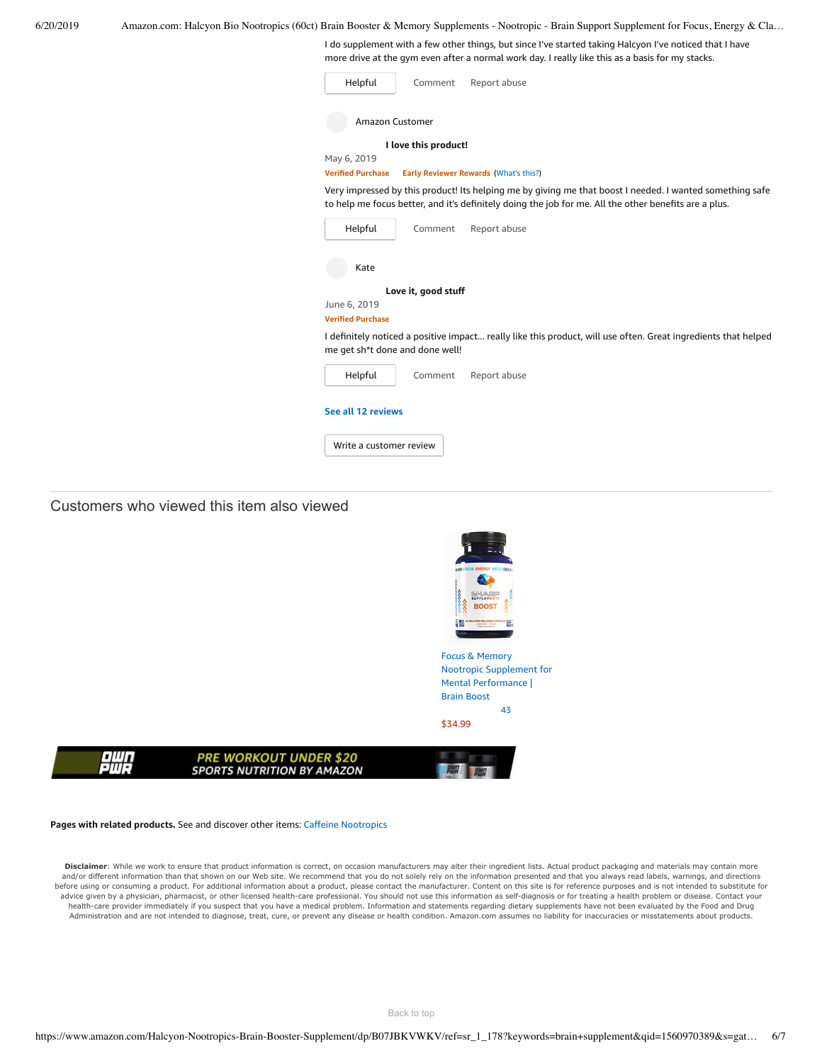I do supplement with a few other things, but since I've started taking Halcyon I've noticed that I have more drive at the gym even after a normal work day. I really like this as a basis for my stacks.

Helpful   Comment   Report abuse

Amazon Customer

**I love this product!**

May 6, 2019

Verified Purchase   Early Reviewer Rewards (What's this?)

Very impressed by this product! Its helping me by giving me that boost I needed. I wanted something safe to help me focus better, and it's definitely doing the job for me. All the other benefits are a plus.

Helpful   Comment   Report abuse

Kate

**Love it, good stuff**

June 6, 2019

Verified Purchase

I definitely noticed a positive impact... really like this product, will use often. Great ingredients that helped me get sh*t done and done well!

Helpful   Comment   Report abuse

See all 12 reviews

Write a customer review

## Customers who viewed this item also viewed

Focus & Memory Nootropic Supplement for Mental Performance | Brain Boost

43

$34.99

OWN PWR — PRE WORKOUT UNDER $20 — SPORTS NUTRITION BY AMAZON

**Pages with related products.** See and discover other items: Caffeine Nootropics

**Disclaimer**: While we work to ensure that product information is correct, on occasion manufacturers may alter their ingredient lists. Actual product packaging and materials may contain more and/or different information than that shown on our Web site. We recommend that you do not solely rely on the information presented and that you always read labels, warnings, and directions before using or consuming a product. For additional information about a product, please contact the manufacturer. Content on this site is for reference purposes and is not intended to substitute for advice given by a physician, pharmacist, or other licensed health-care professional. You should not use this information as self-diagnosis or for treating a health problem or disease. Contact your health-care provider immediately if you suspect that you have a medical problem. Information and statements regarding dietary supplements have not been evaluated by the Food and Drug Administration and are not intended to diagnose, treat, cure, or prevent any disease or health condition. Amazon.com assumes no liability for inaccuracies or misstatements about products.

Back to top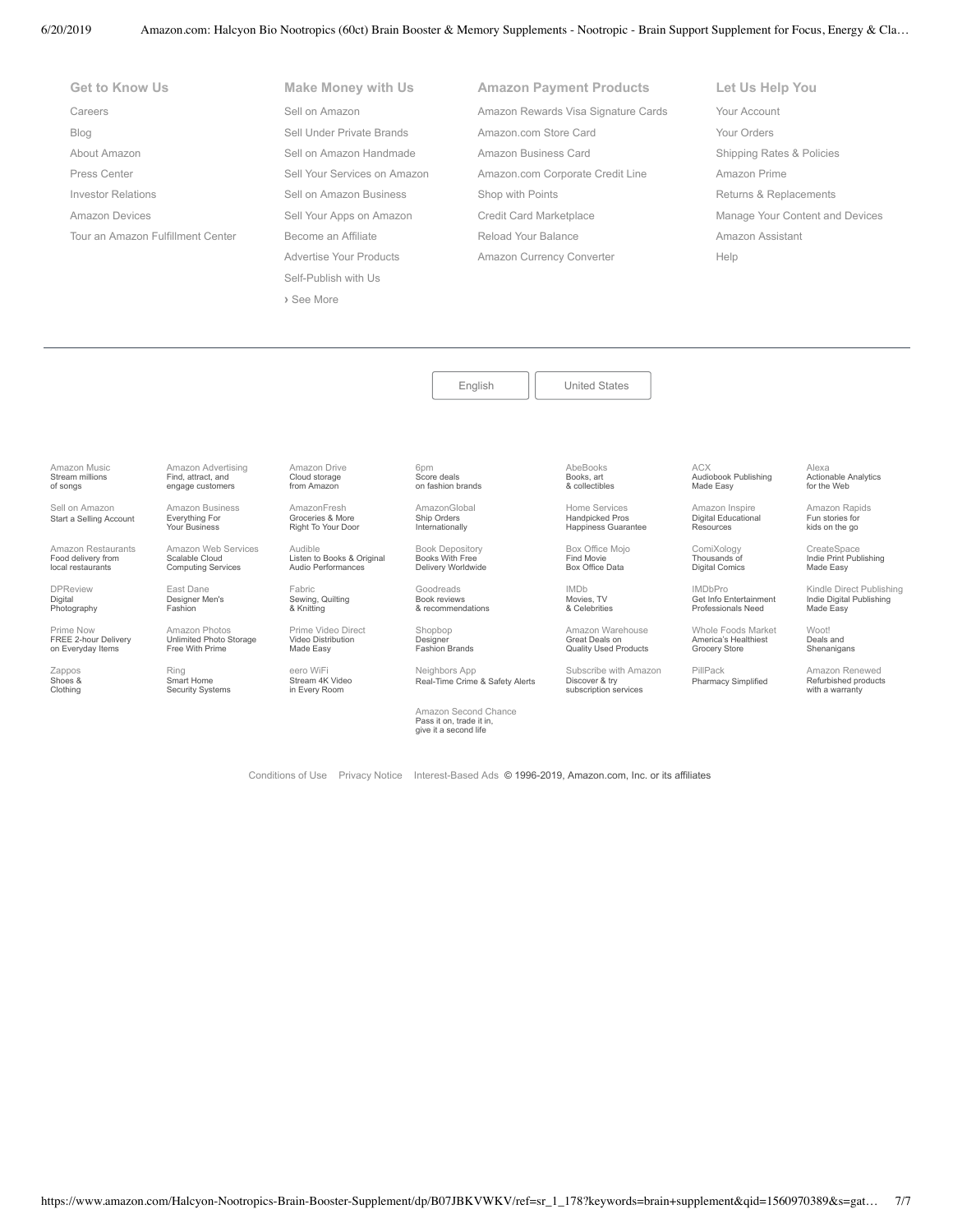## Get to Know Us

- Careers
- Blog
- About Amazon
- Press Center
- Investor Relations
- Amazon Devices
- Tour an Amazon Fulfillment Center

## Make Money with Us

- Sell on Amazon
- Sell Under Private Brands
- Sell on Amazon Handmade
- Sell Your Services on Amazon
- Sell on Amazon Business
- Sell Your Apps on Amazon
- Become an Affiliate
- Advertise Your Products
- Self-Publish with Us
- › See More

## Amazon Payment Products

- Amazon Rewards Visa Signature Cards
- Amazon.com Store Card
- Amazon Business Card
- Amazon.com Corporate Credit Line
- Shop with Points
- Credit Card Marketplace
- Reload Your Balance
- Amazon Currency Converter

## Let Us Help You

- Your Account
- Your Orders
- Shipping Rates & Policies
- Amazon Prime
- Returns & Replacements
- Manage Your Content and Devices
- Amazon Assistant
- Help

---

English | United States

| | | | | | | |
|---|---|---|---|---|---|---|
| Amazon Music<br>Stream millions of songs | Amazon Advertising<br>Find, attract, and engage customers | Amazon Drive<br>Cloud storage from Amazon | 6pm<br>Score deals on fashion brands | AbeBooks<br>Books, art & collectibles | ACX<br>Audiobook Publishing Made Easy | Alexa<br>Actionable Analytics for the Web |
| Sell on Amazon<br>Start a Selling Account | Amazon Business<br>Everything For Your Business | AmazonFresh<br>Groceries & More Right To Your Door | AmazonGlobal<br>Ship Orders Internationally | Home Services<br>Handpicked Pros Happiness Guarantee | Amazon Inspire<br>Digital Educational Resources | Amazon Rapids<br>Fun stories for kids on the go |
| Amazon Restaurants<br>Food delivery from local restaurants | Amazon Web Services<br>Scalable Cloud Computing Services | Audible<br>Listen to Books & Original Audio Performances | Book Depository<br>Books With Free Delivery Worldwide | Box Office Mojo<br>Find Movie Box Office Data | ComiXology<br>Thousands of Digital Comics | CreateSpace<br>Indie Print Publishing Made Easy |
| DPReview<br>Digital Photography | East Dane<br>Designer Men's Fashion | Fabric<br>Sewing, Quilting & Knitting | Goodreads<br>Book reviews & recommendations | IMDb<br>Movies, TV & Celebrities | IMDbPro<br>Get Info Entertainment Professionals Need | Kindle Direct Publishing<br>Indie Digital Publishing Made Easy |
| Prime Now<br>FREE 2-hour Delivery on Everyday Items | Amazon Photos<br>Unlimited Photo Storage Free With Prime | Prime Video Direct<br>Video Distribution Made Easy | Shopbop<br>Designer Fashion Brands | Amazon Warehouse<br>Great Deals on Quality Used Products | Whole Foods Market<br>America's Healthiest Grocery Store | Woot!<br>Deals and Shenanigans |
| Zappos<br>Shoes & Clothing | Ring<br>Smart Home Security Systems | eero WiFi<br>Stream 4K Video in Every Room | Neighbors App<br>Real-Time Crime & Safety Alerts | Subscribe with Amazon<br>Discover & try subscription services | PillPack<br>Pharmacy Simplified | Amazon Renewed<br>Refurbished products with a warranty |
| | | | Amazon Second Chance<br>Pass it on, trade it in, give it a second life | | | |

Conditions of Use   Privacy Notice   Interest-Based Ads   © 1996-2019, Amazon.com, Inc. or its affiliates